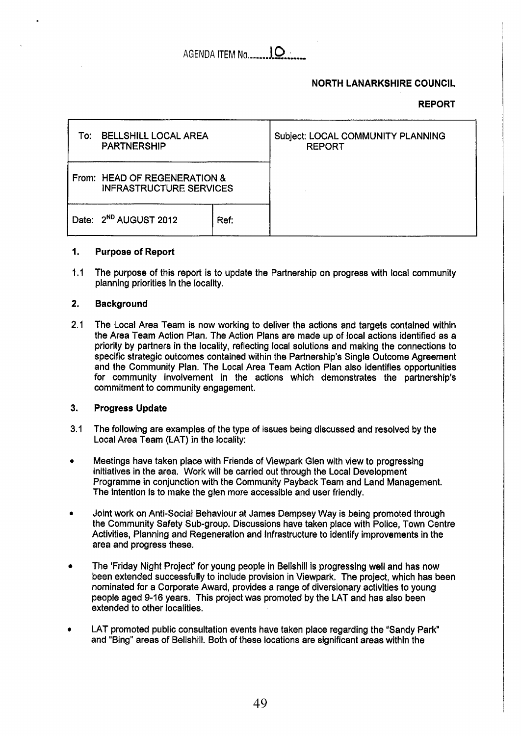AGENDA ITEM No. 10

**NORTH LANARKSHIRE COUNCIL**

**REPORT**

| To: BELLSHILL LOCAL AREA PARTNERSHIP | | Subject: LOCAL COMMUNITY PLANNING REPORT |
|---|---|---|
| From: HEAD OF REGENERATION & INFRASTRUCTURE SERVICES | | |
| Date: 2ND AUGUST 2012 | Ref: | |

## 1. Purpose of Report

1.1 The purpose of this report is to update the Partnership on progress with local community planning priorities in the locality.

## 2. Background

2.1 The Local Area Team is now working to deliver the actions and targets contained within the Area Team Action Plan. The Action Plans are made up of local actions identified as a priority by partners in the locality, reflecting local solutions and making the connections to specific strategic outcomes contained within the Partnership's Single Outcome Agreement and the Community Plan. The Local Area Team Action Plan also identifies opportunities for community involvement in the actions which demonstrates the partnership's commitment to community engagement.

## 3. Progress Update

3.1 The following are examples of the type of issues being discussed and resolved by the Local Area Team (LAT) in the locality:

- Meetings have taken place with Friends of Viewpark Glen with view to progressing initiatives in the area. Work will be carried out through the Local Development Programme in conjunction with the Community Payback Team and Land Management. The intention is to make the glen more accessible and user friendly.
- Joint work on Anti-Social Behaviour at James Dempsey Way is being promoted through the Community Safety Sub-group. Discussions have taken place with Police, Town Centre Activities, Planning and Regeneration and Infrastructure to identify improvements in the area and progress these.
- The 'Friday Night Project' for young people in Bellshill is progressing well and has now been extended successfully to include provision in Viewpark. The project, which has been nominated for a Corporate Award, provides a range of diversionary activities to young people aged 9-16 years. This project was promoted by the LAT and has also been extended to other localities.
- LAT promoted public consultation events have taken place regarding the "Sandy Park" and "Bing" areas of Bellshill. Both of these locations are significant areas within the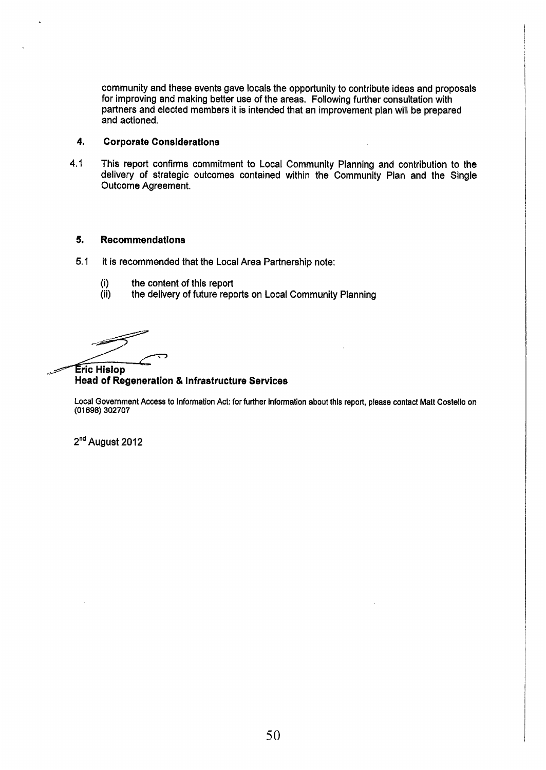community and these events gave locals the opportunity to contribute ideas and proposals for improving and making better use of the areas. Following further consultation with partners and elected members it is intended that an improvement plan will be prepared and actioned.

## 4. Corporate Considerations

4.1 This report confirms commitment to Local Community Planning and contribution to the delivery of strategic outcomes contained within the Community Plan and the Single Outcome Agreement.

## 5. Recommendations

5.1 It is recommended that the Local Area Partnership note:

(i) the content of this report
(ii) the delivery of future reports on Local Community Planning

**Eric Hislop**
**Head of Regeneration & Infrastructure Services**

Local Government Access to Information Act: for further information about this report, please contact Matt Costello on (01698) 302707

2nd August 2012